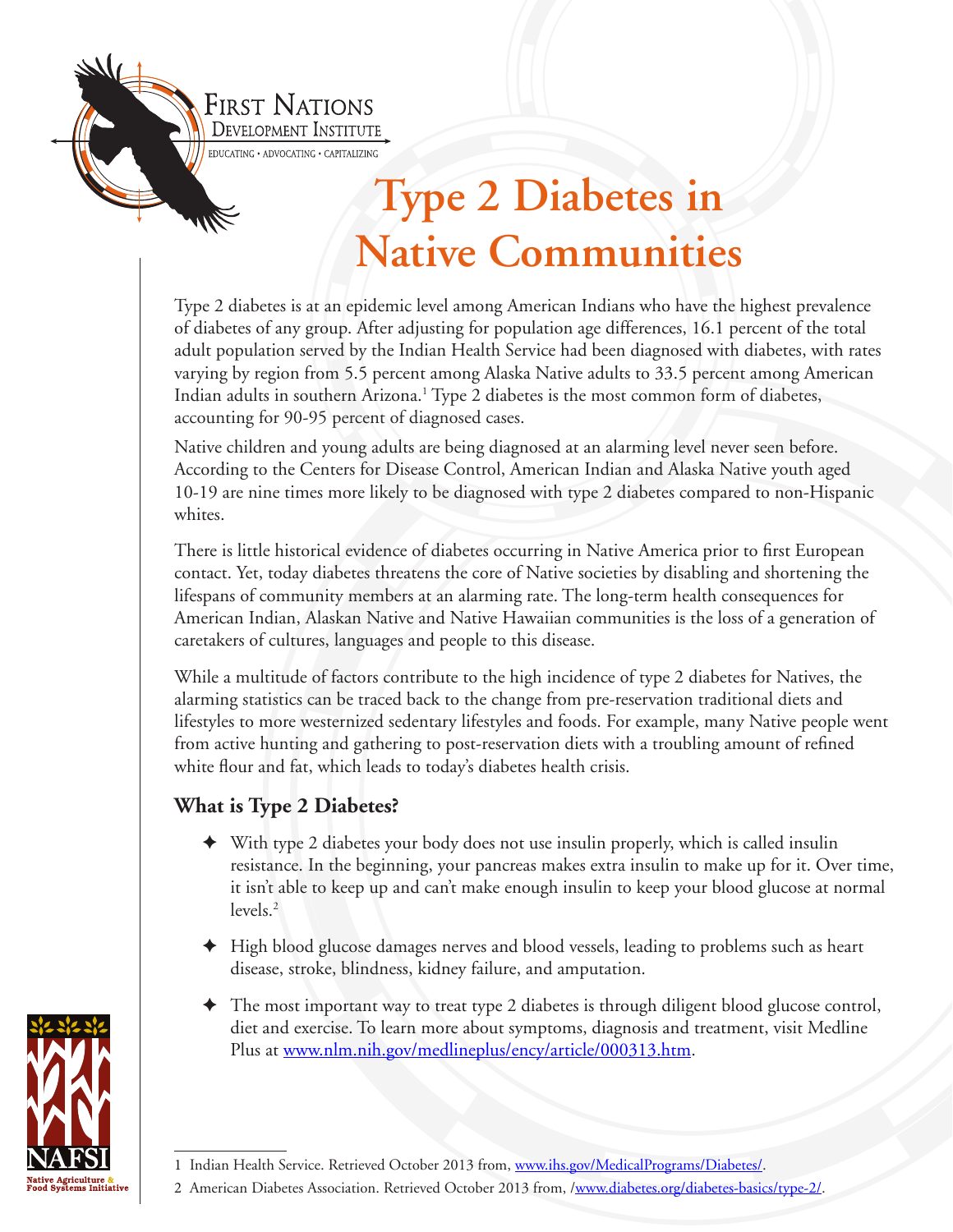# Type 2 Diabetes in Native Communities

Type 2 diabetes is at an epidemic level among American Indians who have the highest prevalence of diabetes of any group. After adjusting for population age differences, 16.1 percent of the total adult population served by the Indian Health Service had been diagnosed with diabetes, with rates varying by region from 5.5 percent among Alaska Native adults to 33.5 percent among American Indian adults in southern Arizona.[1] Type 2 diabetes is the most common form of diabetes, accounting for 90-95 percent of diagnosed cases.

Native children and young adults are being diagnosed at an alarming level never seen before. According to the Centers for Disease Control, American Indian and Alaska Native youth aged 10-19 are nine times more likely to be diagnosed with type 2 diabetes compared to non-Hispanic whites.

There is little historical evidence of diabetes occurring in Native America prior to first European contact. Yet, today diabetes threatens the core of Native societies by disabling and shortening the lifespans of community members at an alarming rate. The long-term health consequences for American Indian, Alaskan Native and Native Hawaiian communities is the loss of a generation of caretakers of cultures, languages and people to this disease.

While a multitude of factors contribute to the high incidence of type 2 diabetes for Natives, the alarming statistics can be traced back to the change from pre-reservation traditional diets and lifestyles to more westernized sedentary lifestyles and foods. For example, many Native people went from active hunting and gathering to post-reservation diets with a troubling amount of refined white flour and fat, which leads to today's diabetes health crisis.

## What is Type 2 Diabetes?

- With type 2 diabetes your body does not use insulin properly, which is called insulin resistance. In the beginning, your pancreas makes extra insulin to make up for it. Over time, it isn't able to keep up and can't make enough insulin to keep your blood glucose at normal levels.[2]
- High blood glucose damages nerves and blood vessels, leading to problems such as heart disease, stroke, blindness, kidney failure, and amputation.
- The most important way to treat type 2 diabetes is through diligent blood glucose control, diet and exercise. To learn more about symptoms, diagnosis and treatment, visit Medline Plus at www.nlm.nih.gov/medlineplus/ency/article/000313.htm.

---

1 Indian Health Service. Retrieved October 2013 from, www.ihs.gov/MedicalPrograms/Diabetes/.

2 American Diabetes Association. Retrieved October 2013 from, /www.diabetes.org/diabetes-basics/type-2/.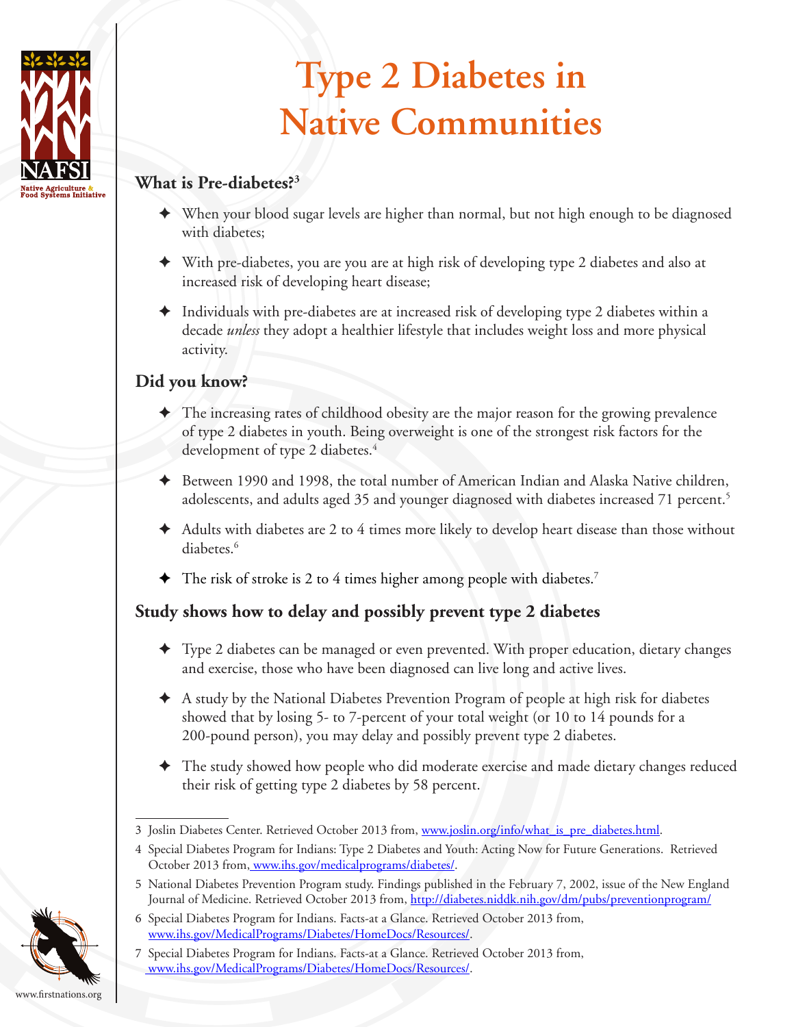# Type 2 Diabetes in Native Communities

## What is Pre-diabetes?[3]

- When your blood sugar levels are higher than normal, but not high enough to be diagnosed with diabetes;
- With pre-diabetes, you are you are at high risk of developing type 2 diabetes and also at increased risk of developing heart disease;
- Individuals with pre-diabetes are at increased risk of developing type 2 diabetes within a decade *unless* they adopt a healthier lifestyle that includes weight loss and more physical activity.

## Did you know?

- The increasing rates of childhood obesity are the major reason for the growing prevalence of type 2 diabetes in youth. Being overweight is one of the strongest risk factors for the development of type 2 diabetes.[4]
- Between 1990 and 1998, the total number of American Indian and Alaska Native children, adolescents, and adults aged 35 and younger diagnosed with diabetes increased 71 percent.[5]
- Adults with diabetes are 2 to 4 times more likely to develop heart disease than those without diabetes.[6]
- The risk of stroke is 2 to 4 times higher among people with diabetes.[7]

## Study shows how to delay and possibly prevent type 2 diabetes

- Type 2 diabetes can be managed or even prevented. With proper education, dietary changes and exercise, those who have been diagnosed can live long and active lives.
- A study by the National Diabetes Prevention Program of people at high risk for diabetes showed that by losing 5- to 7-percent of your total weight (or 10 to 14 pounds for a 200-pound person), you may delay and possibly prevent type 2 diabetes.
- The study showed how people who did moderate exercise and made dietary changes reduced their risk of getting type 2 diabetes by 58 percent.

---

3 Joslin Diabetes Center. Retrieved October 2013 from, www.joslin.org/info/what_is_pre_diabetes.html.

4 Special Diabetes Program for Indians: Type 2 Diabetes and Youth: Acting Now for Future Generations. Retrieved October 2013 from, www.ihs.gov/medicalprograms/diabetes/.

5 National Diabetes Prevention Program study. Findings published in the February 7, 2002, issue of the New England Journal of Medicine. Retrieved October 2013 from, http://diabetes.niddk.nih.gov/dm/pubs/preventionprogram/

6 Special Diabetes Program for Indians. Facts-at a Glance. Retrieved October 2013 from, www.ihs.gov/MedicalPrograms/Diabetes/HomeDocs/Resources/.

7 Special Diabetes Program for Indians. Facts-at a Glance. Retrieved October 2013 from, www.ihs.gov/MedicalPrograms/Diabetes/HomeDocs/Resources/.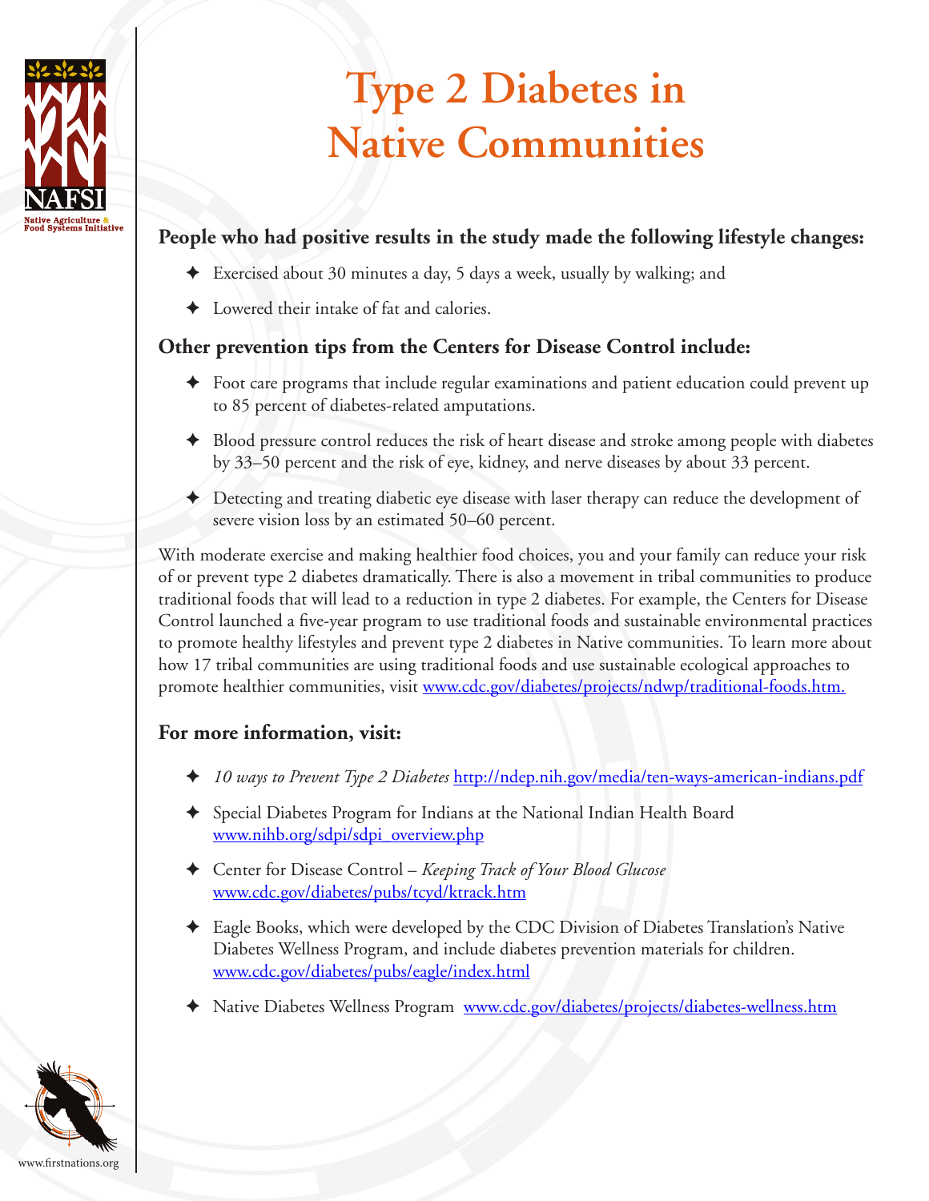# Type 2 Diabetes in Native Communities

### People who had positive results in the study made the following lifestyle changes:

- Exercised about 30 minutes a day, 5 days a week, usually by walking; and
- Lowered their intake of fat and calories.

### Other prevention tips from the Centers for Disease Control include:

- Foot care programs that include regular examinations and patient education could prevent up to 85 percent of diabetes-related amputations.
- Blood pressure control reduces the risk of heart disease and stroke among people with diabetes by 33–50 percent and the risk of eye, kidney, and nerve diseases by about 33 percent.
- Detecting and treating diabetic eye disease with laser therapy can reduce the development of severe vision loss by an estimated 50–60 percent.

With moderate exercise and making healthier food choices, you and your family can reduce your risk of or prevent type 2 diabetes dramatically. There is also a movement in tribal communities to produce traditional foods that will lead to a reduction in type 2 diabetes. For example, the Centers for Disease Control launched a five-year program to use traditional foods and sustainable environmental practices to promote healthy lifestyles and prevent type 2 diabetes in Native communities. To learn more about how 17 tribal communities are using traditional foods and use sustainable ecological approaches to promote healthier communities, visit www.cdc.gov/diabetes/projects/ndwp/traditional-foods.htm.

### For more information, visit:

- *10 ways to Prevent Type 2 Diabetes* http://ndep.nih.gov/media/ten-ways-american-indians.pdf
- Special Diabetes Program for Indians at the National Indian Health Board www.nihb.org/sdpi/sdpi_overview.php
- Center for Disease Control – *Keeping Track of Your Blood Glucose* www.cdc.gov/diabetes/pubs/tcyd/ktrack.htm
- Eagle Books, which were developed by the CDC Division of Diabetes Translation's Native Diabetes Wellness Program, and include diabetes prevention materials for children. www.cdc.gov/diabetes/pubs/eagle/index.html
- Native Diabetes Wellness Program www.cdc.gov/diabetes/projects/diabetes-wellness.htm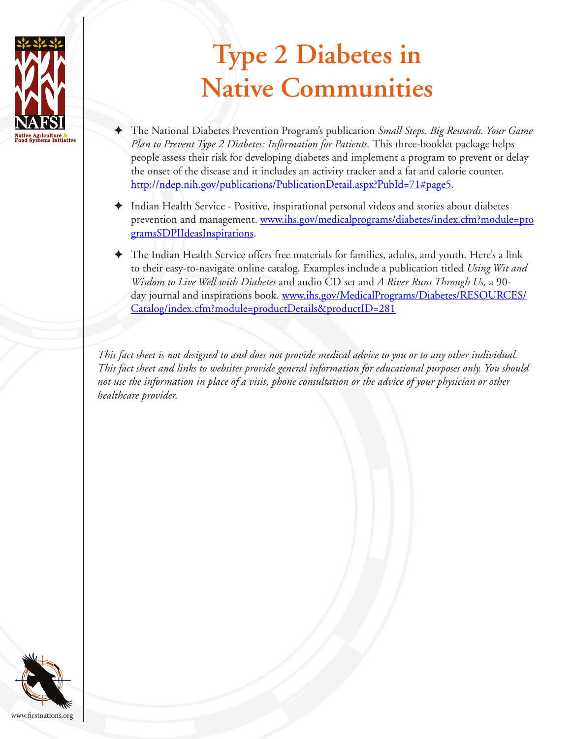# Type 2 Diabetes in Native Communities

- The National Diabetes Prevention Program's publication *Small Steps. Big Rewards. Your Game Plan to Prevent Type 2 Diabetes: Information for Patients.* This three-booklet package helps people assess their risk for developing diabetes and implement a program to prevent or delay the onset of the disease and it includes an activity tracker and a fat and calorie counter. http://ndep.nih.gov/publications/PublicationDetail.aspx?PubId=71#page5.

- Indian Health Service - Positive, inspirational personal videos and stories about diabetes prevention and management. www.ihs.gov/medicalprograms/diabetes/index.cfm?module=programsSDPIIdeasInspirations.

- The Indian Health Service offers free materials for families, adults, and youth. Here's a link to their easy-to-navigate online catalog. Examples include a publication titled *Using Wit and Wisdom to Live Well with Diabetes* and audio CD set and *A River Runs Through Us,* a 90-day journal and inspirations book. www.ihs.gov/MedicalPrograms/Diabetes/RESOURCES/Catalog/index.cfm?module=productDetails&productID=281

*This fact sheet is not designed to and does not provide medical advice to you or to any other individual. This fact sheet and links to websites provide general information for educational purposes only. You should not use the information in place of a visit, phone consultation or the advice of your physician or other healthcare provider.*

NAFSI
Native Agriculture & Food Systems Initiative

www.firstnations.org